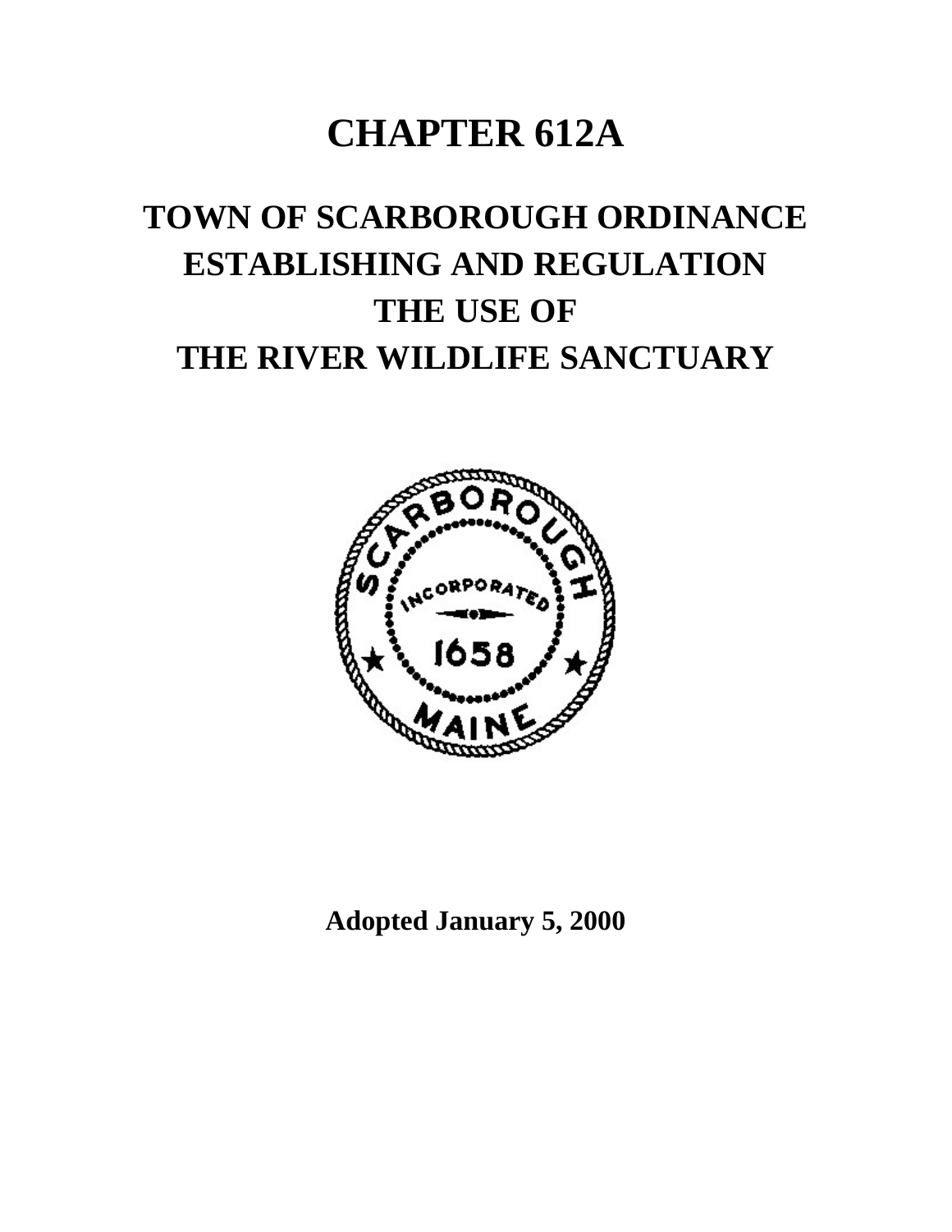# CHAPTER 612A

## TOWN OF SCARBOROUGH ORDINANCE ESTABLISHING AND REGULATION THE USE OF THE RIVER WILDLIFE SANCTUARY

**Adopted January 5, 2000**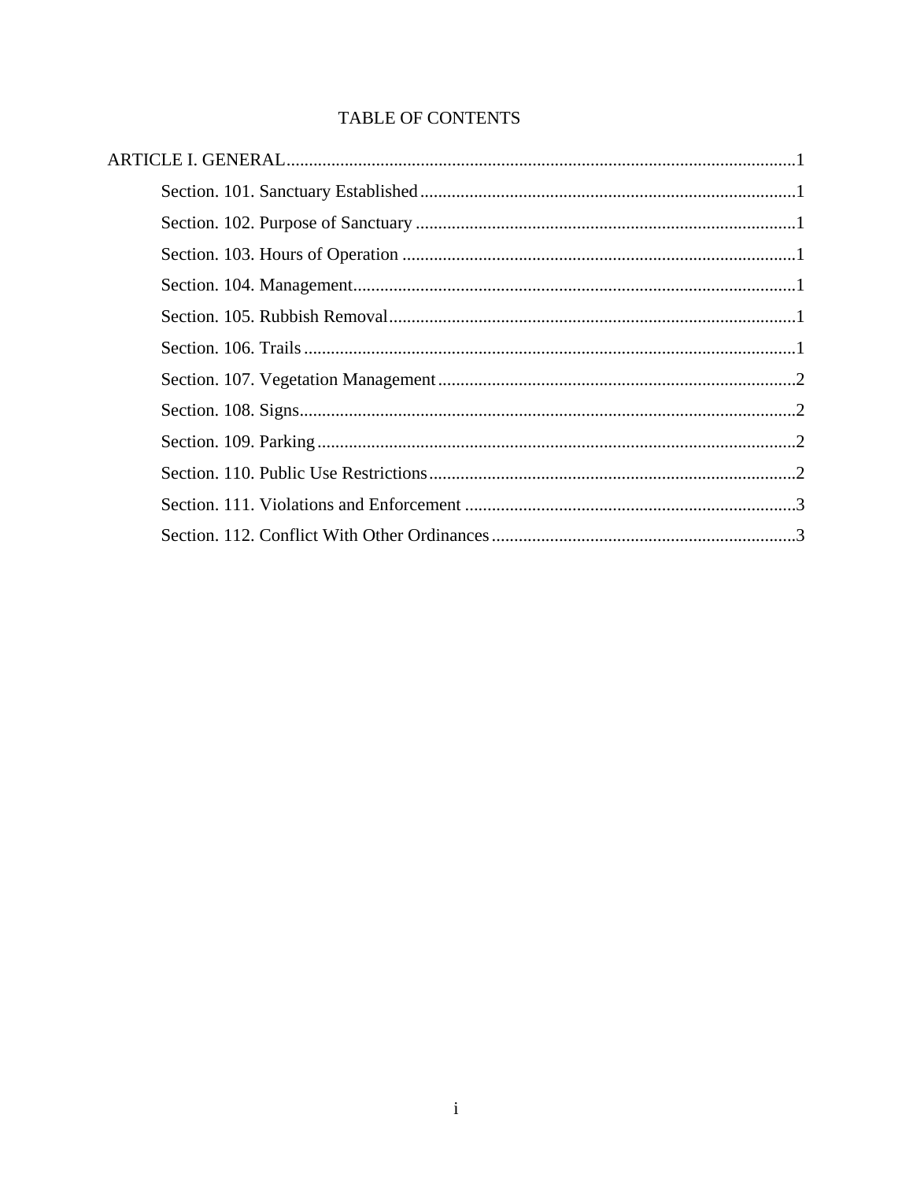# TABLE OF CONTENTS

ARTICLE I. GENERAL .......... 1

- Section. 101. Sanctuary Established .......... 1
- Section. 102. Purpose of Sanctuary .......... 1
- Section. 103. Hours of Operation .......... 1
- Section. 104. Management .......... 1
- Section. 105. Rubbish Removal .......... 1
- Section. 106. Trails .......... 1
- Section. 107. Vegetation Management .......... 2
- Section. 108. Signs .......... 2
- Section. 109. Parking .......... 2
- Section. 110. Public Use Restrictions .......... 2
- Section. 111. Violations and Enforcement .......... 3
- Section. 112. Conflict With Other Ordinances .......... 3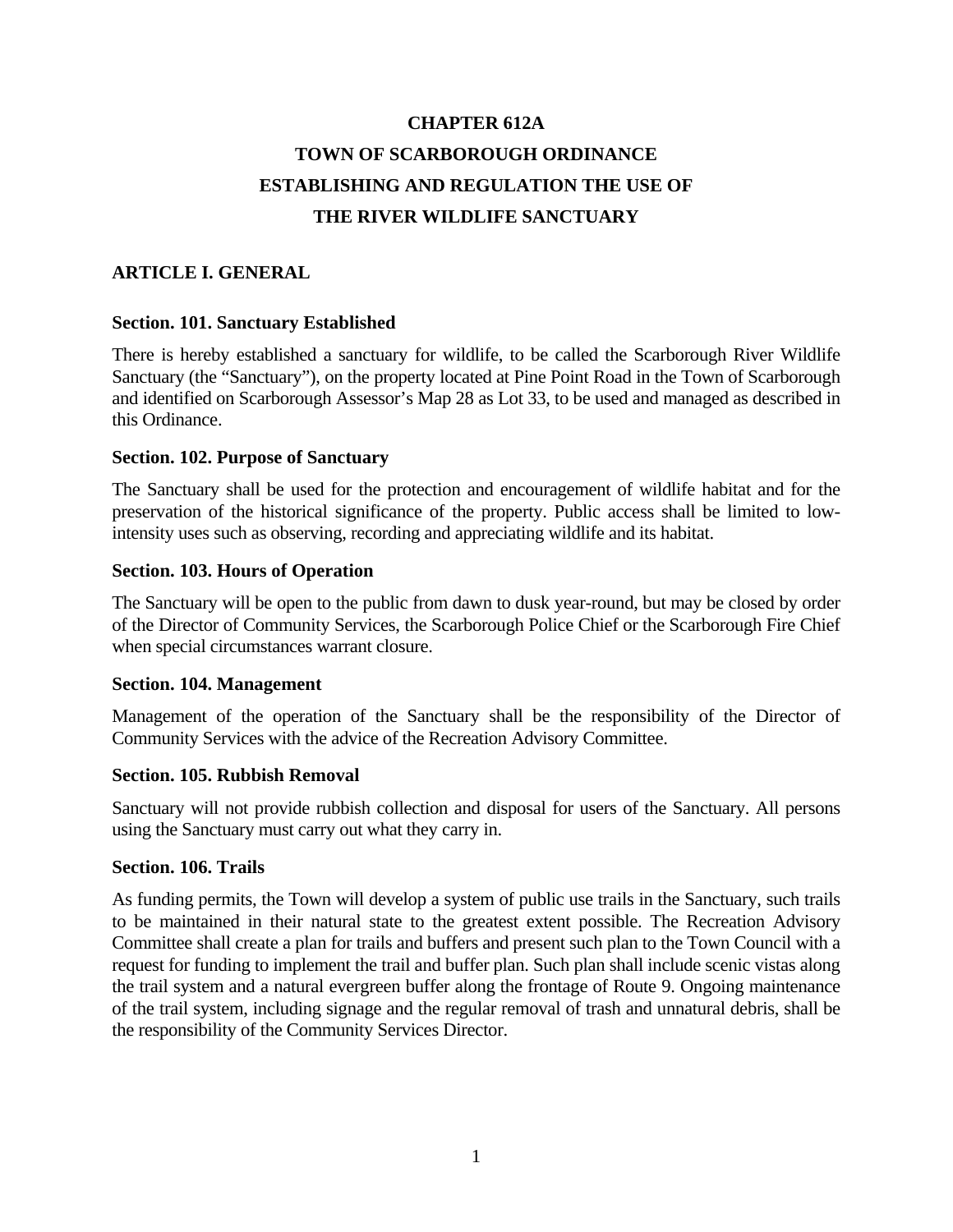# CHAPTER 612A
# TOWN OF SCARBOROUGH ORDINANCE
# ESTABLISHING AND REGULATION THE USE OF
# THE RIVER WILDLIFE SANCTUARY

## ARTICLE I. GENERAL

### Section. 101. Sanctuary Established

There is hereby established a sanctuary for wildlife, to be called the Scarborough River Wildlife Sanctuary (the "Sanctuary"), on the property located at Pine Point Road in the Town of Scarborough and identified on Scarborough Assessor's Map 28 as Lot 33, to be used and managed as described in this Ordinance.

### Section. 102. Purpose of Sanctuary

The Sanctuary shall be used for the protection and encouragement of wildlife habitat and for the preservation of the historical significance of the property. Public access shall be limited to low-intensity uses such as observing, recording and appreciating wildlife and its habitat.

### Section. 103. Hours of Operation

The Sanctuary will be open to the public from dawn to dusk year-round, but may be closed by order of the Director of Community Services, the Scarborough Police Chief or the Scarborough Fire Chief when special circumstances warrant closure.

### Section. 104. Management

Management of the operation of the Sanctuary shall be the responsibility of the Director of Community Services with the advice of the Recreation Advisory Committee.

### Section. 105. Rubbish Removal

Sanctuary will not provide rubbish collection and disposal for users of the Sanctuary. All persons using the Sanctuary must carry out what they carry in.

### Section. 106. Trails

As funding permits, the Town will develop a system of public use trails in the Sanctuary, such trails to be maintained in their natural state to the greatest extent possible. The Recreation Advisory Committee shall create a plan for trails and buffers and present such plan to the Town Council with a request for funding to implement the trail and buffer plan. Such plan shall include scenic vistas along the trail system and a natural evergreen buffer along the frontage of Route 9. Ongoing maintenance of the trail system, including signage and the regular removal of trash and unnatural debris, shall be the responsibility of the Community Services Director.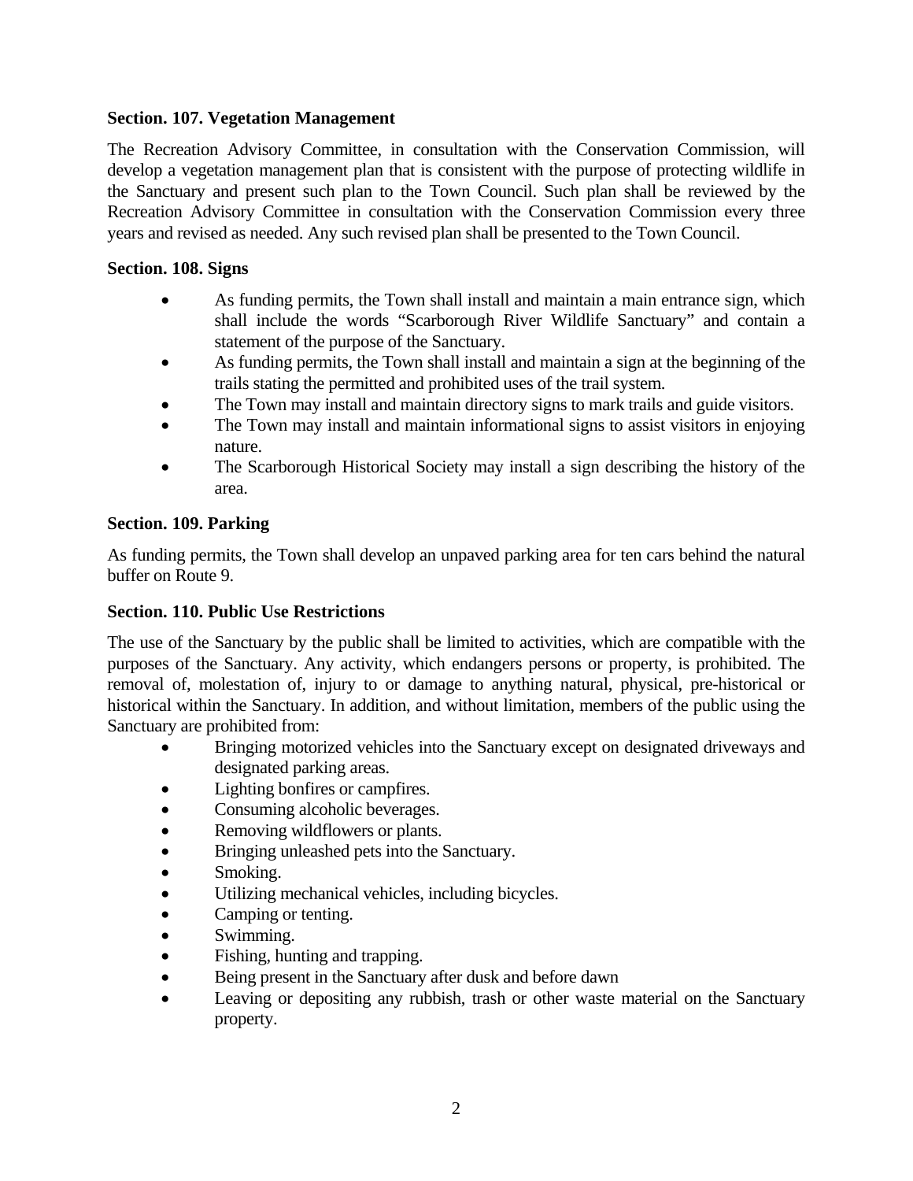**Section. 107. Vegetation Management**

The Recreation Advisory Committee, in consultation with the Conservation Commission, will develop a vegetation management plan that is consistent with the purpose of protecting wildlife in the Sanctuary and present such plan to the Town Council. Such plan shall be reviewed by the Recreation Advisory Committee in consultation with the Conservation Commission every three years and revised as needed. Any such revised plan shall be presented to the Town Council.

**Section. 108. Signs**

- As funding permits, the Town shall install and maintain a main entrance sign, which shall include the words "Scarborough River Wildlife Sanctuary" and contain a statement of the purpose of the Sanctuary.
- As funding permits, the Town shall install and maintain a sign at the beginning of the trails stating the permitted and prohibited uses of the trail system.
- The Town may install and maintain directory signs to mark trails and guide visitors.
- The Town may install and maintain informational signs to assist visitors in enjoying nature.
- The Scarborough Historical Society may install a sign describing the history of the area.

**Section. 109. Parking**

As funding permits, the Town shall develop an unpaved parking area for ten cars behind the natural buffer on Route 9.

**Section. 110. Public Use Restrictions**

The use of the Sanctuary by the public shall be limited to activities, which are compatible with the purposes of the Sanctuary. Any activity, which endangers persons or property, is prohibited. The removal of, molestation of, injury to or damage to anything natural, physical, pre-historical or historical within the Sanctuary. In addition, and without limitation, members of the public using the Sanctuary are prohibited from:

- Bringing motorized vehicles into the Sanctuary except on designated driveways and designated parking areas.
- Lighting bonfires or campfires.
- Consuming alcoholic beverages.
- Removing wildflowers or plants.
- Bringing unleashed pets into the Sanctuary.
- Smoking.
- Utilizing mechanical vehicles, including bicycles.
- Camping or tenting.
- Swimming.
- Fishing, hunting and trapping.
- Being present in the Sanctuary after dusk and before dawn
- Leaving or depositing any rubbish, trash or other waste material on the Sanctuary property.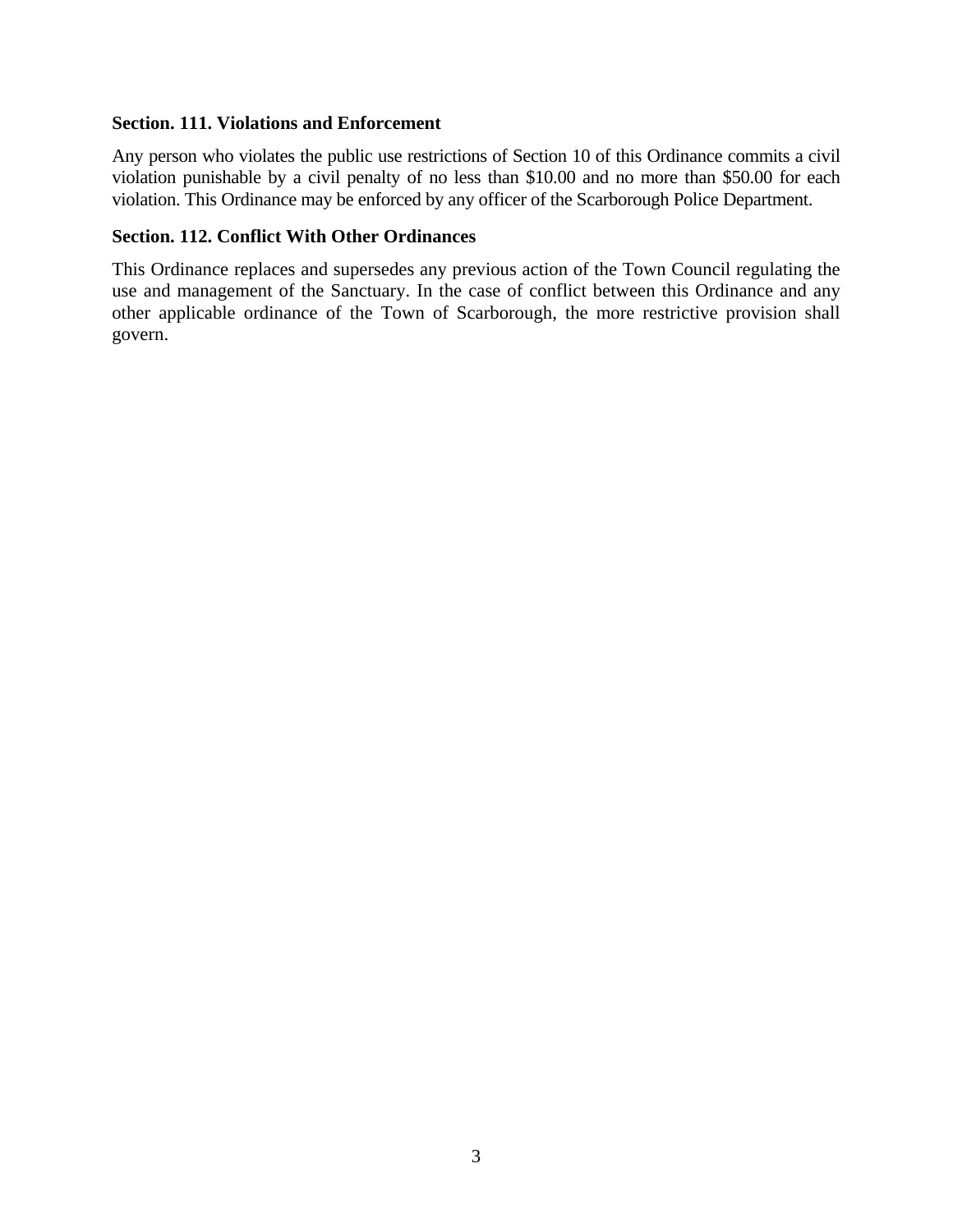**Section. 111. Violations and Enforcement**

Any person who violates the public use restrictions of Section 10 of this Ordinance commits a civil violation punishable by a civil penalty of no less than $10.00 and no more than $50.00 for each violation. This Ordinance may be enforced by any officer of the Scarborough Police Department.

**Section. 112. Conflict With Other Ordinances**

This Ordinance replaces and supersedes any previous action of the Town Council regulating the use and management of the Sanctuary. In the case of conflict between this Ordinance and any other applicable ordinance of the Town of Scarborough, the more restrictive provision shall govern.